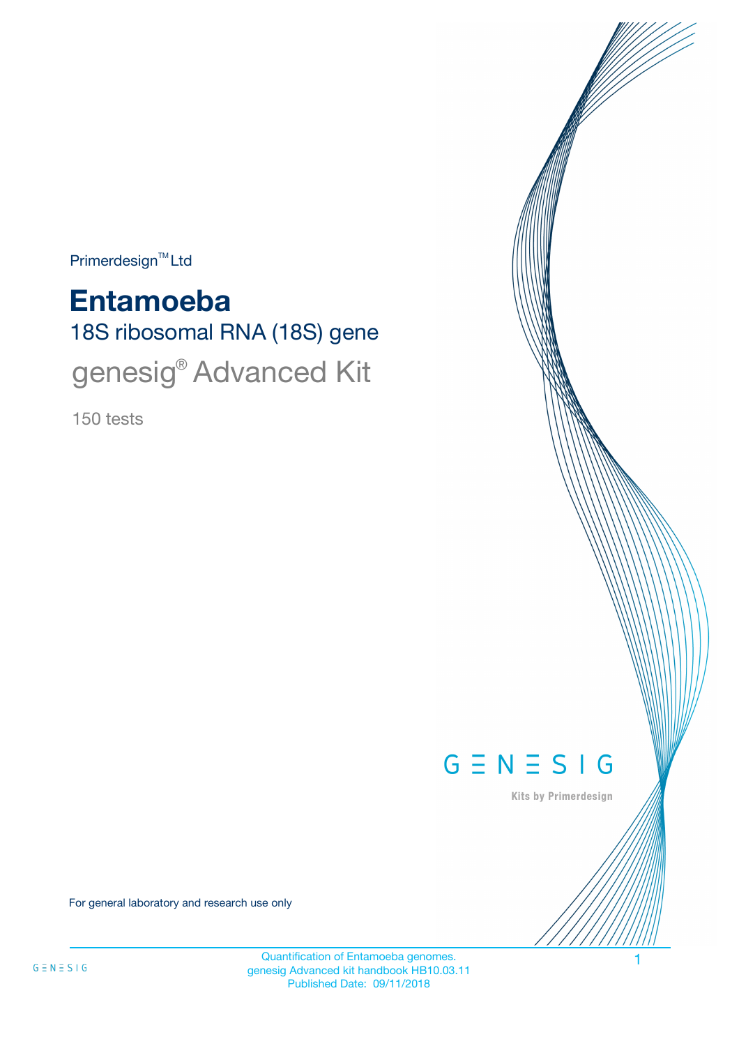Primerdesign™ Ltd

# Entamoeba

## 18S ribosomal RNA (18S) gene

## genesig® Advanced Kit

150 tests

GENESIG

Kits by Primerdesign

For general laboratory and research use only

Quantification of Entamoeba genomes.
genesig Advanced kit handbook HB10.03.11
Published Date: 09/11/2018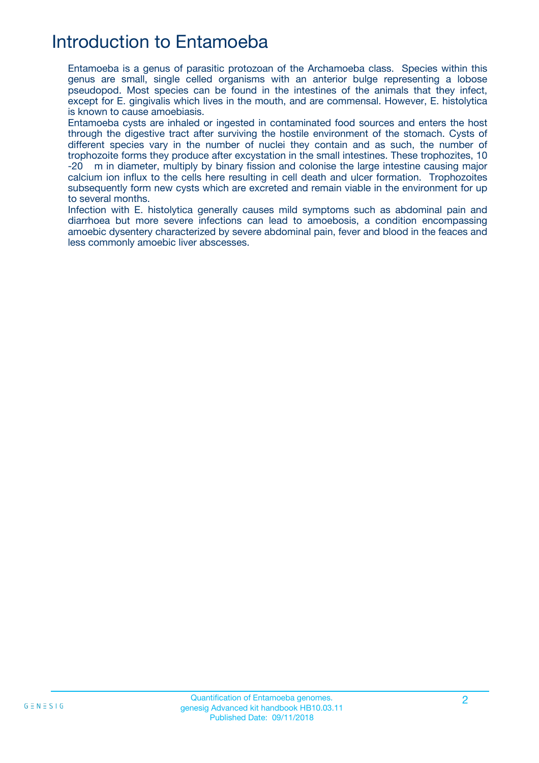# Introduction to Entamoeba

Entamoeba is a genus of parasitic protozoan of the Archamoeba class. Species within this genus are small, single celled organisms with an anterior bulge representing a lobose pseudopod. Most species can be found in the intestines of the animals that they infect, except for E. gingivalis which lives in the mouth, and are commensal. However, E. histolytica is known to cause amoebiasis.

Entamoeba cysts are inhaled or ingested in contaminated food sources and enters the host through the digestive tract after surviving the hostile environment of the stomach. Cysts of different species vary in the number of nuclei they contain and as such, the number of trophozoite forms they produce after excystation in the small intestines. These trophozites, 10 -20 m in diameter, multiply by binary fission and colonise the large intestine causing major calcium ion influx to the cells here resulting in cell death and ulcer formation. Trophozoites subsequently form new cysts which are excreted and remain viable in the environment for up to several months.

Infection with E. histolytica generally causes mild symptoms such as abdominal pain and diarrhoea but more severe infections can lead to amoebosis, a condition encompassing amoebic dysentery characterized by severe abdominal pain, fever and blood in the feaces and less commonly amoebic liver abscesses.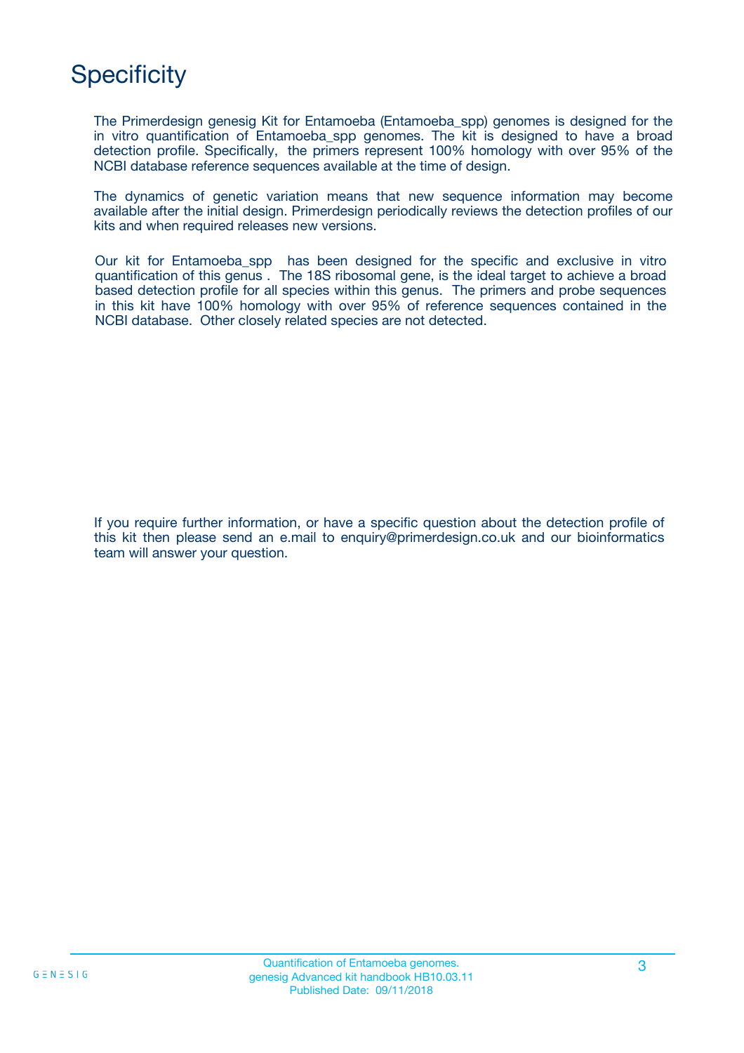# Specificity

The Primerdesign genesig Kit for Entamoeba (Entamoeba_spp) genomes is designed for the in vitro quantification of Entamoeba_spp genomes. The kit is designed to have a broad detection profile. Specifically, the primers represent 100% homology with over 95% of the NCBI database reference sequences available at the time of design.

The dynamics of genetic variation means that new sequence information may become available after the initial design. Primerdesign periodically reviews the detection profiles of our kits and when required releases new versions.

Our kit for Entamoeba_spp has been designed for the specific and exclusive in vitro quantification of this genus . The 18S ribosomal gene, is the ideal target to achieve a broad based detection profile for all species within this genus. The primers and probe sequences in this kit have 100% homology with over 95% of reference sequences contained in the NCBI database. Other closely related species are not detected.

If you require further information, or have a specific question about the detection profile of this kit then please send an e.mail to enquiry@primerdesign.co.uk and our bioinformatics team will answer your question.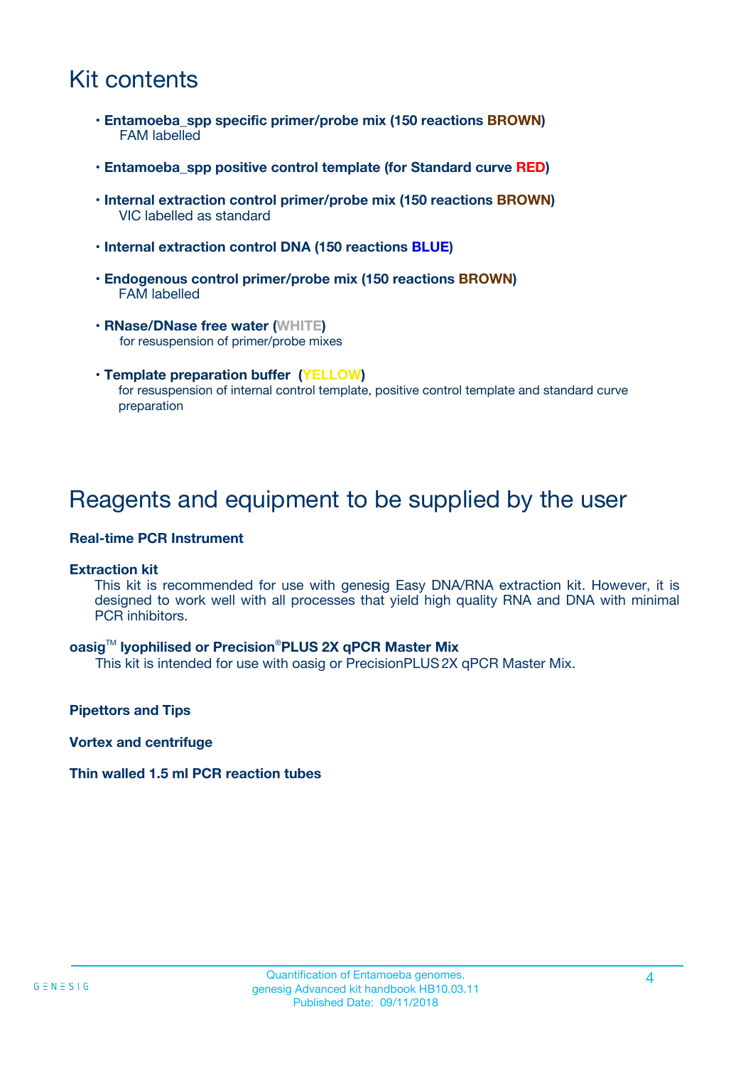# Kit contents

- **Entamoeba_spp specific primer/probe mix (150 reactions BROWN)**
  FAM labelled

- **Entamoeba_spp positive control template (for Standard curve RED)**

- **Internal extraction control primer/probe mix (150 reactions BROWN)**
  VIC labelled as standard

- **Internal extraction control DNA (150 reactions BLUE)**

- **Endogenous control primer/probe mix (150 reactions BROWN)**
  FAM labelled

- **RNase/DNase free water (WHITE)**
  for resuspension of primer/probe mixes

- **Template preparation buffer (YELLOW)**
  for resuspension of internal control template, positive control template and standard curve preparation

# Reagents and equipment to be supplied by the user

**Real-time PCR Instrument**

**Extraction kit**

This kit is recommended for use with genesig Easy DNA/RNA extraction kit. However, it is designed to work well with all processes that yield high quality RNA and DNA with minimal PCR inhibitors.

**oasig™ lyophilised or Precision®PLUS 2X qPCR Master Mix**

This kit is intended for use with oasig or PrecisionPLUS 2X qPCR Master Mix.

**Pipettors and Tips**

**Vortex and centrifuge**

**Thin walled 1.5 ml PCR reaction tubes**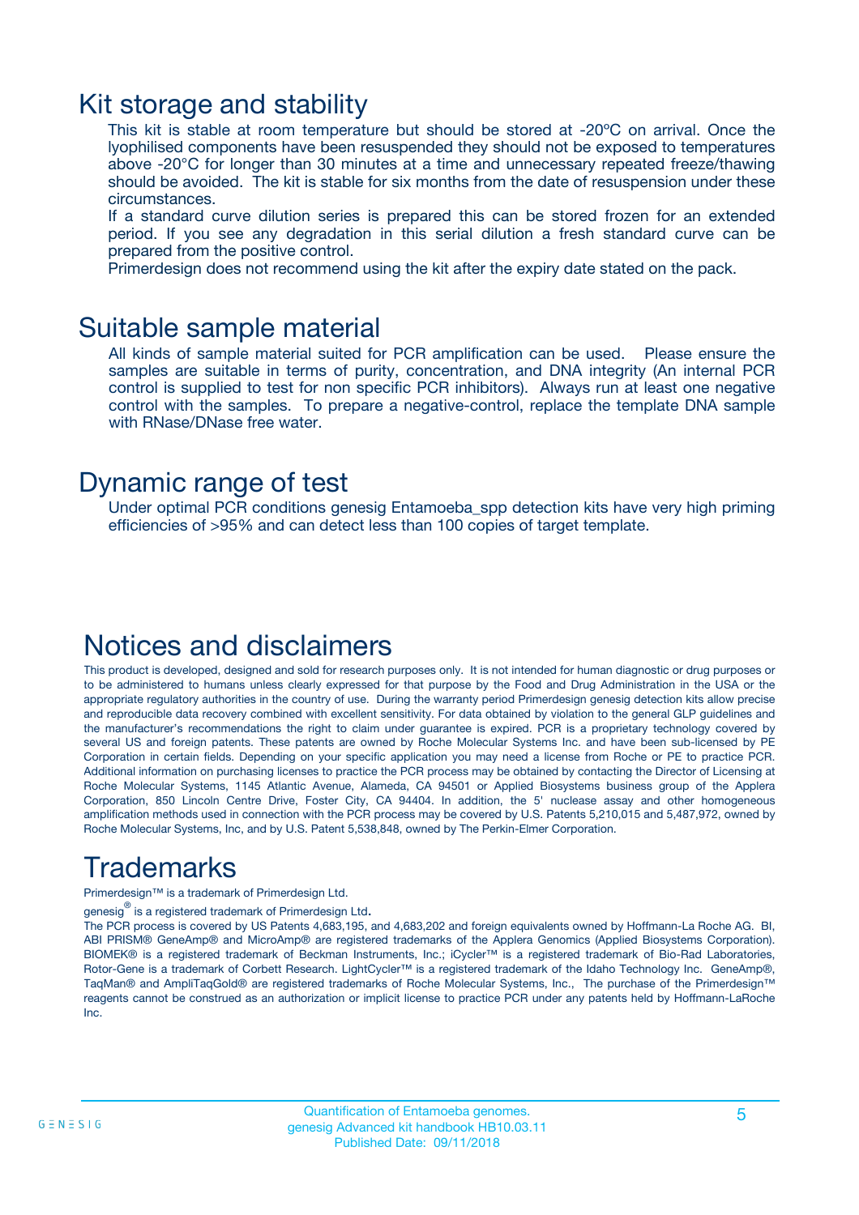## Kit storage and stability

This kit is stable at room temperature but should be stored at -20ºC on arrival. Once the lyophilised components have been resuspended they should not be exposed to temperatures above -20°C for longer than 30 minutes at a time and unnecessary repeated freeze/thawing should be avoided. The kit is stable for six months from the date of resuspension under these circumstances.

If a standard curve dilution series is prepared this can be stored frozen for an extended period. If you see any degradation in this serial dilution a fresh standard curve can be prepared from the positive control.

Primerdesign does not recommend using the kit after the expiry date stated on the pack.

## Suitable sample material

All kinds of sample material suited for PCR amplification can be used. Please ensure the samples are suitable in terms of purity, concentration, and DNA integrity (An internal PCR control is supplied to test for non specific PCR inhibitors). Always run at least one negative control with the samples. To prepare a negative-control, replace the template DNA sample with RNase/DNase free water.

## Dynamic range of test

Under optimal PCR conditions genesig Entamoeba_spp detection kits have very high priming efficiencies of >95% and can detect less than 100 copies of target template.

## Notices and disclaimers

This product is developed, designed and sold for research purposes only. It is not intended for human diagnostic or drug purposes or to be administered to humans unless clearly expressed for that purpose by the Food and Drug Administration in the USA or the appropriate regulatory authorities in the country of use. During the warranty period Primerdesign genesig detection kits allow precise and reproducible data recovery combined with excellent sensitivity. For data obtained by violation to the general GLP guidelines and the manufacturer's recommendations the right to claim under guarantee is expired. PCR is a proprietary technology covered by several US and foreign patents. These patents are owned by Roche Molecular Systems Inc. and have been sub-licensed by PE Corporation in certain fields. Depending on your specific application you may need a license from Roche or PE to practice PCR. Additional information on purchasing licenses to practice the PCR process may be obtained by contacting the Director of Licensing at Roche Molecular Systems, 1145 Atlantic Avenue, Alameda, CA 94501 or Applied Biosystems business group of the Applera Corporation, 850 Lincoln Centre Drive, Foster City, CA 94404. In addition, the 5' nuclease assay and other homogeneous amplification methods used in connection with the PCR process may be covered by U.S. Patents 5,210,015 and 5,487,972, owned by Roche Molecular Systems, Inc, and by U.S. Patent 5,538,848, owned by The Perkin-Elmer Corporation.

## Trademarks

Primerdesign™ is a trademark of Primerdesign Ltd.

genesig® is a registered trademark of Primerdesign Ltd.

The PCR process is covered by US Patents 4,683,195, and 4,683,202 and foreign equivalents owned by Hoffmann-La Roche AG. BI, ABI PRISM® GeneAmp® and MicroAmp® are registered trademarks of the Applera Genomics (Applied Biosystems Corporation). BIOMEK® is a registered trademark of Beckman Instruments, Inc.; iCycler™ is a registered trademark of Bio-Rad Laboratories, Rotor-Gene is a trademark of Corbett Research. LightCycler™ is a registered trademark of the Idaho Technology Inc. GeneAmp®, TaqMan® and AmpliTaqGold® are registered trademarks of Roche Molecular Systems, Inc., The purchase of the Primerdesign™ reagents cannot be construed as an authorization or implicit license to practice PCR under any patents held by Hoffmann-LaRoche Inc.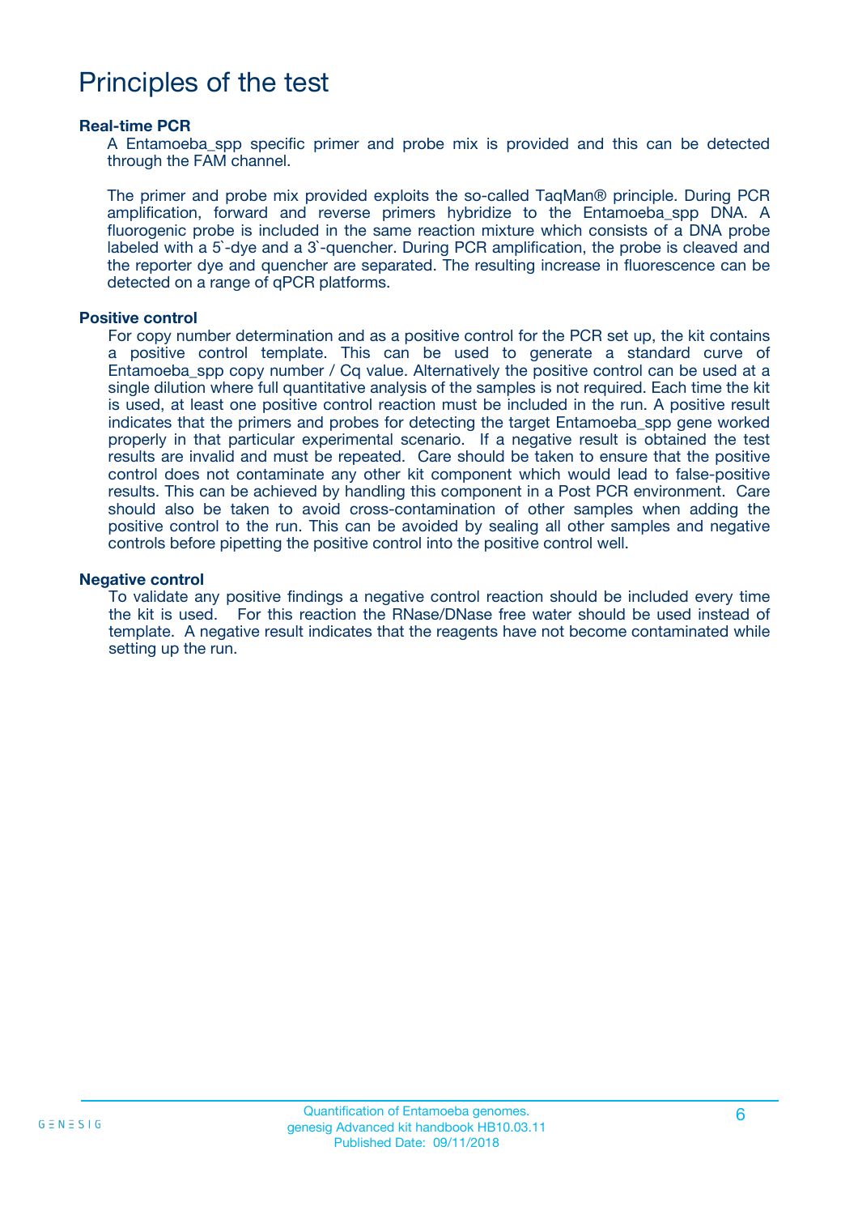# Principles of the test

### Real-time PCR

A Entamoeba_spp specific primer and probe mix is provided and this can be detected through the FAM channel.

The primer and probe mix provided exploits the so-called TaqMan® principle. During PCR amplification, forward and reverse primers hybridize to the Entamoeba_spp DNA. A fluorogenic probe is included in the same reaction mixture which consists of a DNA probe labeled with a 5`-dye and a 3`-quencher. During PCR amplification, the probe is cleaved and the reporter dye and quencher are separated. The resulting increase in fluorescence can be detected on a range of qPCR platforms.

### Positive control

For copy number determination and as a positive control for the PCR set up, the kit contains a positive control template. This can be used to generate a standard curve of Entamoeba_spp copy number / Cq value. Alternatively the positive control can be used at a single dilution where full quantitative analysis of the samples is not required. Each time the kit is used, at least one positive control reaction must be included in the run. A positive result indicates that the primers and probes for detecting the target Entamoeba_spp gene worked properly in that particular experimental scenario. If a negative result is obtained the test results are invalid and must be repeated. Care should be taken to ensure that the positive control does not contaminate any other kit component which would lead to false-positive results. This can be achieved by handling this component in a Post PCR environment. Care should also be taken to avoid cross-contamination of other samples when adding the positive control to the run. This can be avoided by sealing all other samples and negative controls before pipetting the positive control into the positive control well.

### Negative control

To validate any positive findings a negative control reaction should be included every time the kit is used. For this reaction the RNase/DNase free water should be used instead of template. A negative result indicates that the reagents have not become contaminated while setting up the run.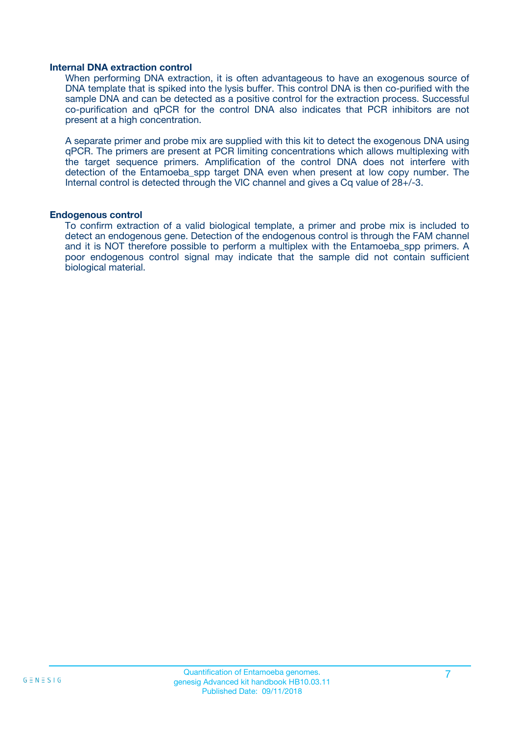### Internal DNA extraction control

When performing DNA extraction, it is often advantageous to have an exogenous source of DNA template that is spiked into the lysis buffer. This control DNA is then co-purified with the sample DNA and can be detected as a positive control for the extraction process. Successful co-purification and qPCR for the control DNA also indicates that PCR inhibitors are not present at a high concentration.

A separate primer and probe mix are supplied with this kit to detect the exogenous DNA using qPCR. The primers are present at PCR limiting concentrations which allows multiplexing with the target sequence primers. Amplification of the control DNA does not interfere with detection of the Entamoeba_spp target DNA even when present at low copy number. The Internal control is detected through the VIC channel and gives a Cq value of 28+/-3.

### Endogenous control

To confirm extraction of a valid biological template, a primer and probe mix is included to detect an endogenous gene. Detection of the endogenous control is through the FAM channel and it is NOT therefore possible to perform a multiplex with the Entamoeba_spp primers. A poor endogenous control signal may indicate that the sample did not contain sufficient biological material.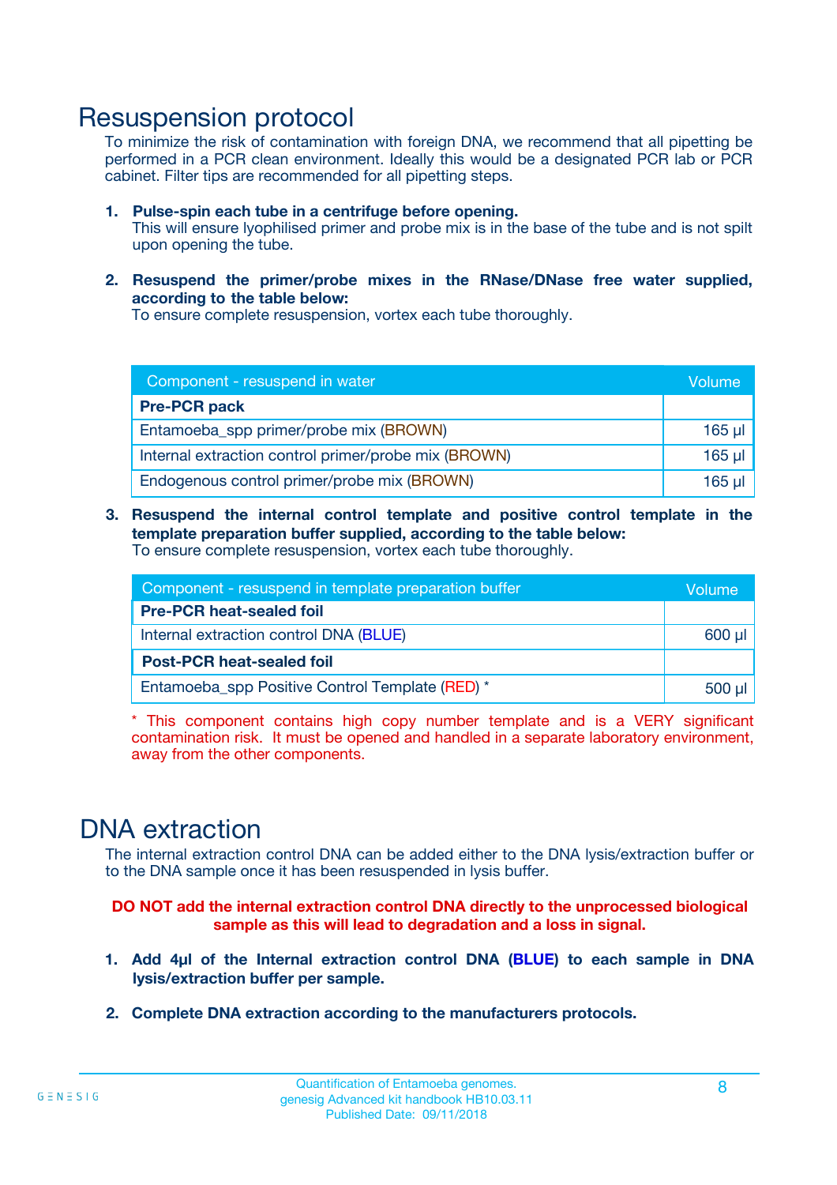# Resuspension protocol

To minimize the risk of contamination with foreign DNA, we recommend that all pipetting be performed in a PCR clean environment. Ideally this would be a designated PCR lab or PCR cabinet. Filter tips are recommended for all pipetting steps.

1. **Pulse-spin each tube in a centrifuge before opening.**
   This will ensure lyophilised primer and probe mix is in the base of the tube and is not spilt upon opening the tube.

2. **Resuspend the primer/probe mixes in the RNase/DNase free water supplied, according to the table below:**
   To ensure complete resuspension, vortex each tube thoroughly.

| Component - resuspend in water | Volume |
|---|---|
| **Pre-PCR pack** | |
| Entamoeba_spp primer/probe mix (BROWN) | 165 µl |
| Internal extraction control primer/probe mix (BROWN) | 165 µl |
| Endogenous control primer/probe mix (BROWN) | 165 µl |

3. **Resuspend the internal control template and positive control template in the template preparation buffer supplied, according to the table below:**
   To ensure complete resuspension, vortex each tube thoroughly.

| Component - resuspend in template preparation buffer | Volume |
|---|---|
| **Pre-PCR heat-sealed foil** | |
| Internal extraction control DNA (BLUE) | 600 µl |
| **Post-PCR heat-sealed foil** | |
| Entamoeba_spp Positive Control Template (RED) * | 500 µl |

* This component contains high copy number template and is a VERY significant contamination risk. It must be opened and handled in a separate laboratory environment, away from the other components.

# DNA extraction

The internal extraction control DNA can be added either to the DNA lysis/extraction buffer or to the DNA sample once it has been resuspended in lysis buffer.

**DO NOT add the internal extraction control DNA directly to the unprocessed biological sample as this will lead to degradation and a loss in signal.**

1. **Add 4µl of the Internal extraction control DNA (BLUE) to each sample in DNA lysis/extraction buffer per sample.**

2. **Complete DNA extraction according to the manufacturers protocols.**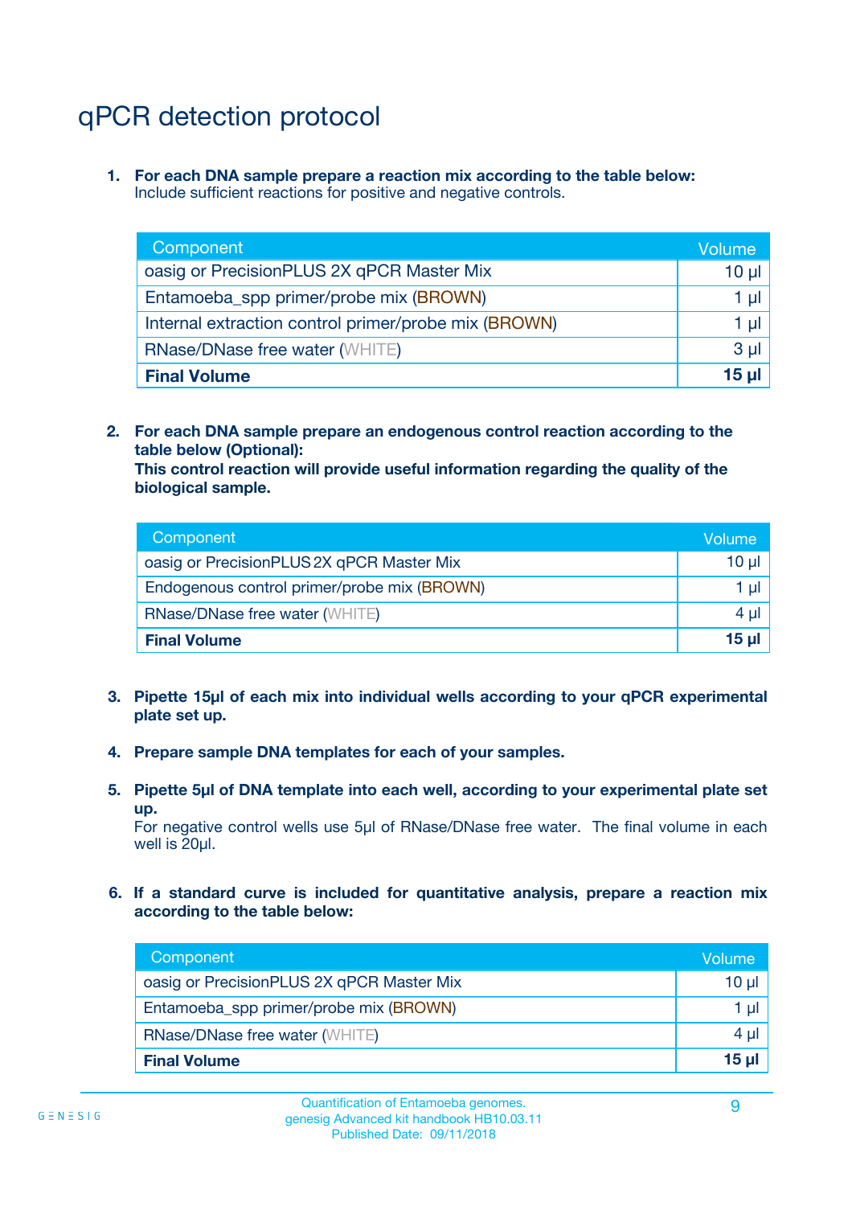# qPCR detection protocol

1. **For each DNA sample prepare a reaction mix according to the table below:**
   Include sufficient reactions for positive and negative controls.

| Component | Volume |
|---|---|
| oasig or PrecisionPLUS 2X qPCR Master Mix | 10 µl |
| Entamoeba_spp primer/probe mix (BROWN) | 1 µl |
| Internal extraction control primer/probe mix (BROWN) | 1 µl |
| RNase/DNase free water (WHITE) | 3 µl |
| **Final Volume** | **15 µl** |

2. **For each DNA sample prepare an endogenous control reaction according to the table below (Optional):**
   **This control reaction will provide useful information regarding the quality of the biological sample.**

| Component | Volume |
|---|---|
| oasig or PrecisionPLUS 2X qPCR Master Mix | 10 µl |
| Endogenous control primer/probe mix (BROWN) | 1 µl |
| RNase/DNase free water (WHITE) | 4 µl |
| **Final Volume** | **15 µl** |

3. **Pipette 15µl of each mix into individual wells according to your qPCR experimental plate set up.**

4. **Prepare sample DNA templates for each of your samples.**

5. **Pipette 5µl of DNA template into each well, according to your experimental plate set up.**
   For negative control wells use 5µl of RNase/DNase free water. The final volume in each well is 20µl.

6. **If a standard curve is included for quantitative analysis, prepare a reaction mix according to the table below:**

| Component | Volume |
|---|---|
| oasig or PrecisionPLUS 2X qPCR Master Mix | 10 µl |
| Entamoeba_spp primer/probe mix (BROWN) | 1 µl |
| RNase/DNase free water (WHITE) | 4 µl |
| **Final Volume** | **15 µl** |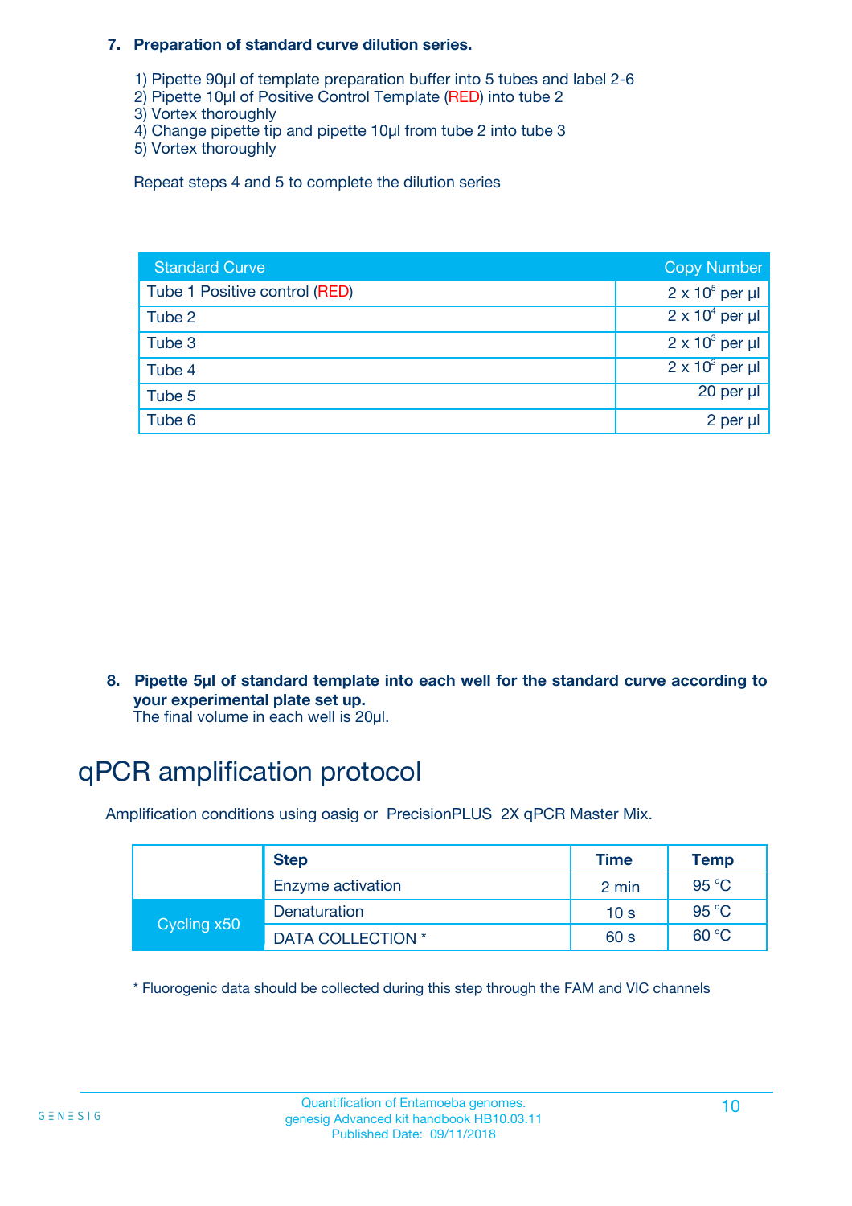**7. Preparation of standard curve dilution series.**

1) Pipette 90µl of template preparation buffer into 5 tubes and label 2-6
2) Pipette 10µl of Positive Control Template (RED) into tube 2
3) Vortex thoroughly
4) Change pipette tip and pipette 10µl from tube 2 into tube 3
5) Vortex thoroughly

Repeat steps 4 and 5 to complete the dilution series

| Standard Curve | Copy Number |
|---|---|
| Tube 1 Positive control (RED) | $2 \times 10^5$ per µl |
| Tube 2 | $2 \times 10^4$ per µl |
| Tube 3 | $2 \times 10^3$ per µl |
| Tube 4 | $2 \times 10^2$ per µl |
| Tube 5 | 20 per µl |
| Tube 6 | 2 per µl |

**8. Pipette 5µl of standard template into each well for the standard curve according to your experimental plate set up.**
The final volume in each well is 20µl.

# qPCR amplification protocol

Amplification conditions using oasig or PrecisionPLUS 2X qPCR Master Mix.

| | Step | Time | Temp |
|---|---|---|---|
| | Enzyme activation | 2 min | 95 °C |
| Cycling x50 | Denaturation | 10 s | 95 °C |
| | DATA COLLECTION * | 60 s | 60 °C |

* Fluorogenic data should be collected during this step through the FAM and VIC channels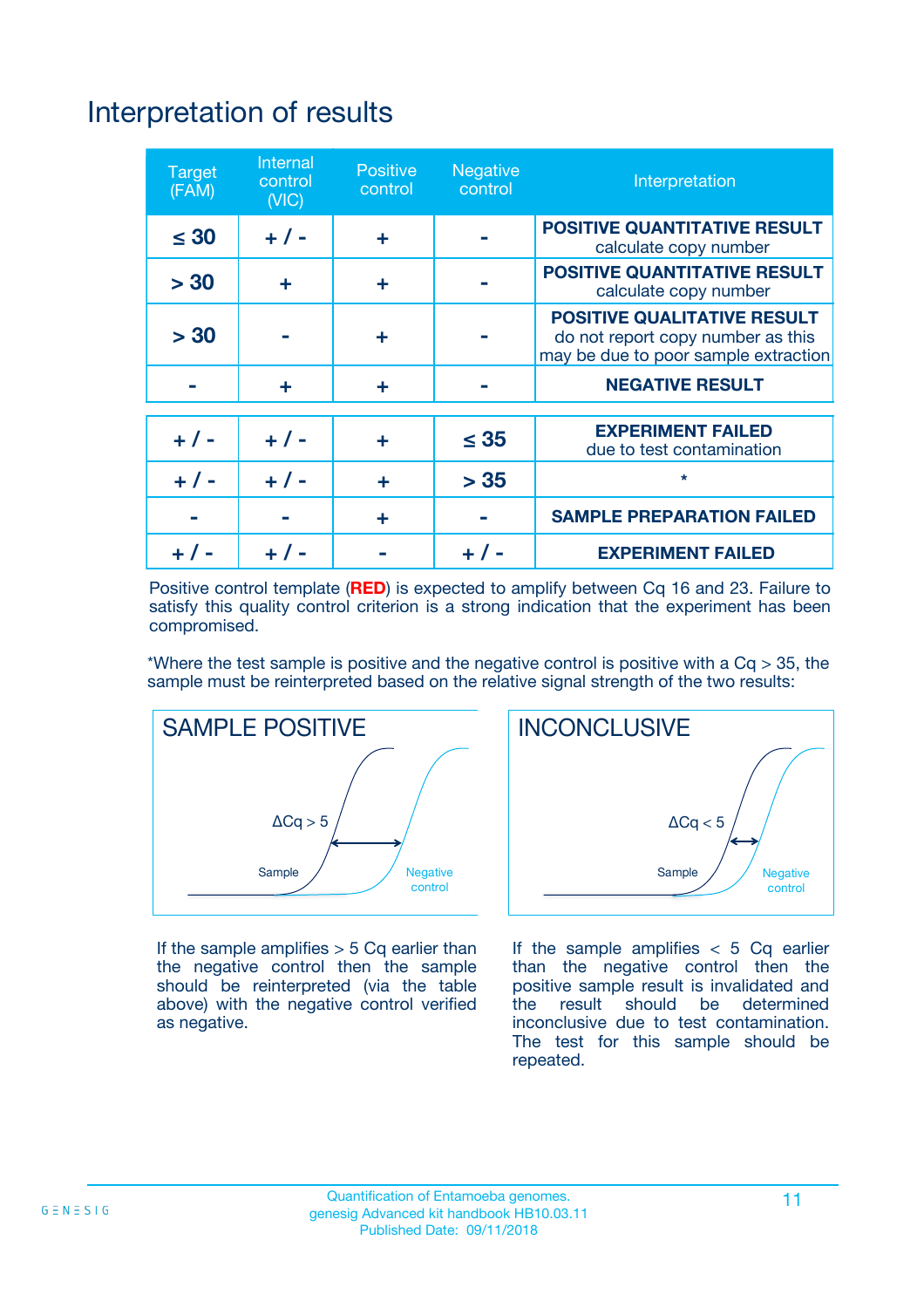# Interpretation of results

| Target (FAM) | Internal control (VIC) | Positive control | Negative control | Interpretation |
|---|---|---|---|---|
| ≤ 30 | + / - | + | - | **POSITIVE QUANTITATIVE RESULT** calculate copy number |
| > 30 | + | + | - | **POSITIVE QUANTITATIVE RESULT** calculate copy number |
| > 30 | - | + | - | **POSITIVE QUALITATIVE RESULT** do not report copy number as this may be due to poor sample extraction |
| - | + | + | - | **NEGATIVE RESULT** |
| + / - | + / - | + | ≤ 35 | **EXPERIMENT FAILED** due to test contamination |
| + / - | + / - | + | > 35 | * |
| - | - | + | - | **SAMPLE PREPARATION FAILED** |
| + / - | + / - | - | + / - | **EXPERIMENT FAILED** |

Positive control template (**RED**) is expected to amplify between Cq 16 and 23. Failure to satisfy this quality control criterion is a strong indication that the experiment has been compromised.

*Where the test sample is positive and the negative control is positive with a Cq > 35, the sample must be reinterpreted based on the relative signal strength of the two results:

## SAMPLE POSITIVE

ΔCq > 5

Sample

Negative control

If the sample amplifies > 5 Cq earlier than the negative control then the sample should be reinterpreted (via the table above) with the negative control verified as negative.

## INCONCLUSIVE

ΔCq < 5

Sample

Negative control

If the sample amplifies < 5 Cq earlier than the negative control then the positive sample result is invalidated and the result should be determined inconclusive due to test contamination. The test for this sample should be repeated.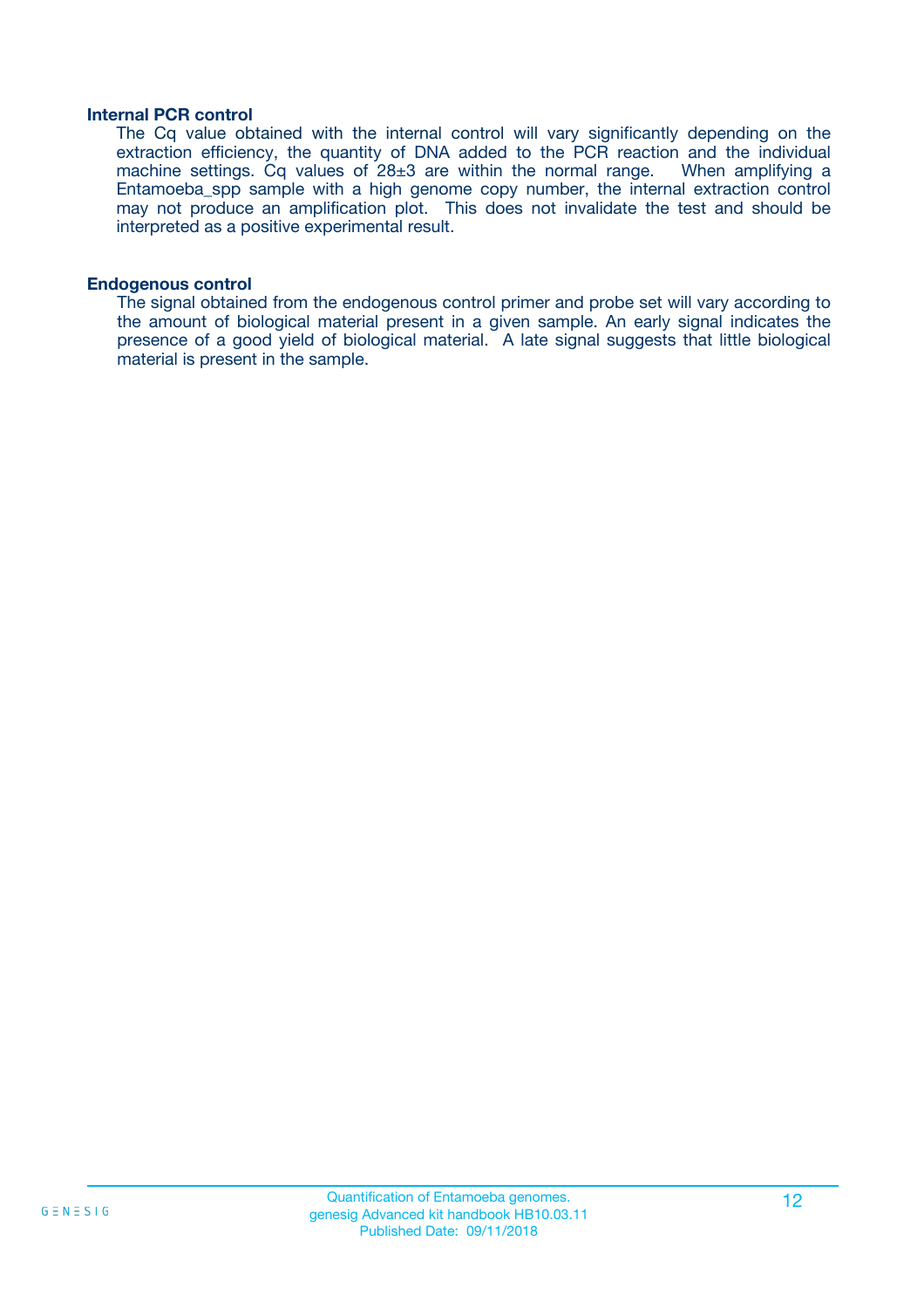### Internal PCR control

The Cq value obtained with the internal control will vary significantly depending on the extraction efficiency, the quantity of DNA added to the PCR reaction and the individual machine settings. Cq values of 28±3 are within the normal range. When amplifying a Entamoeba_spp sample with a high genome copy number, the internal extraction control may not produce an amplification plot. This does not invalidate the test and should be interpreted as a positive experimental result.

### Endogenous control

The signal obtained from the endogenous control primer and probe set will vary according to the amount of biological material present in a given sample. An early signal indicates the presence of a good yield of biological material. A late signal suggests that little biological material is present in the sample.